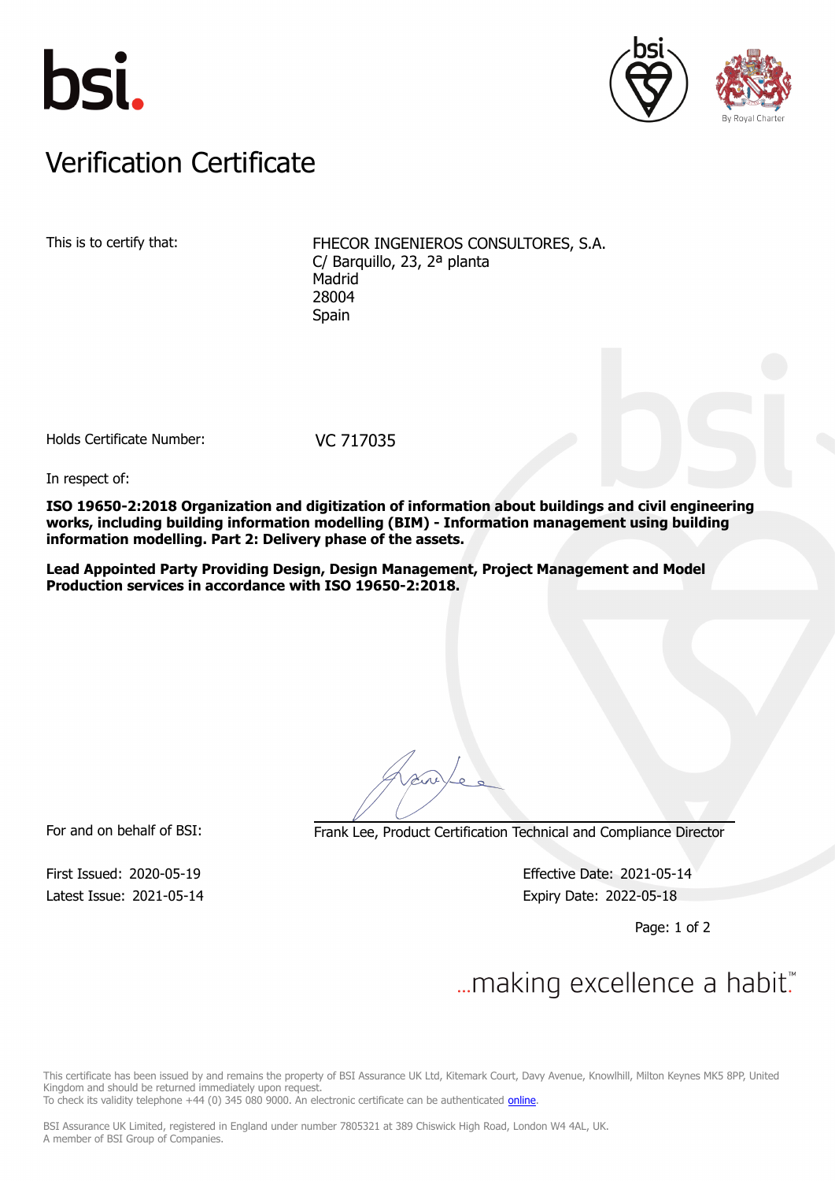bsi.

# Verification Certificate

This is to certify that: FHECOR INGENIEROS CONSULTORES, S.A.
C/ Barquillo, 23, 2ª planta
Madrid
28004
Spain

Holds Certificate Number: VC 717035

In respect of:

**ISO 19650-2:2018 Organization and digitization of information about buildings and civil engineering works, including building information modelling (BIM) - Information management using building information modelling. Part 2: Delivery phase of the assets.**

**Lead Appointed Party Providing Design, Design Management, Project Management and Model Production services in accordance with ISO 19650-2:2018.**

For and on behalf of BSI: Frank Lee, Product Certification Technical and Compliance Director

First Issued: 2020-05-19
Latest Issue: 2021-05-14

Effective Date: 2021-05-14
Expiry Date: 2022-05-18

...making excellence a habit.™

This certificate has been issued by and remains the property of BSI Assurance UK Ltd, Kitemark Court, Davy Avenue, Knowlhill, Milton Keynes MK5 8PP, United Kingdom and should be returned immediately upon request.
To check its validity telephone +44 (0) 345 080 9000. An electronic certificate can be authenticated online.

BSI Assurance UK Limited, registered in England under number 7805321 at 389 Chiswick High Road, London W4 4AL, UK.
A member of BSI Group of Companies.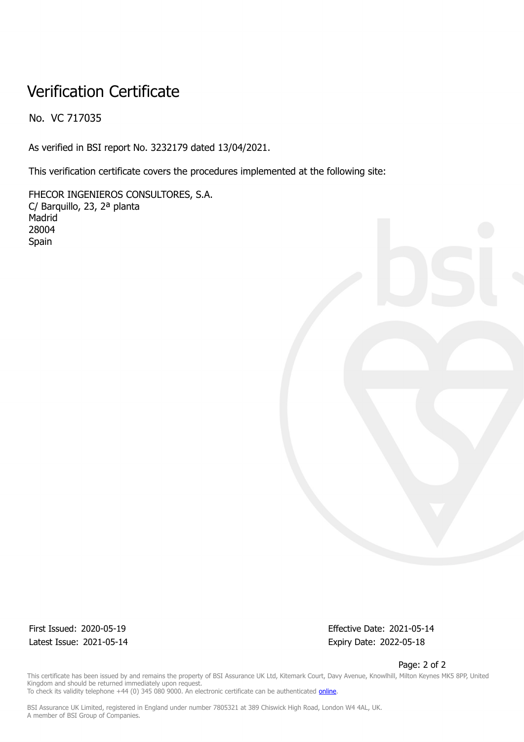# Verification Certificate

No. VC 717035

As verified in BSI report No. 3232179 dated 13/04/2021.

This verification certificate covers the procedures implemented at the following site:

FHECOR INGENIEROS CONSULTORES, S.A.
C/ Barquillo, 23, 2ª planta
Madrid
28004
Spain

First Issued: 2020-05-19
Latest Issue: 2021-05-14

Effective Date: 2021-05-14
Expiry Date: 2022-05-18

This certificate has been issued by and remains the property of BSI Assurance UK Ltd, Kitemark Court, Davy Avenue, Knowlhill, Milton Keynes MK5 8PP, United Kingdom and should be returned immediately upon request.
To check its validity telephone +44 (0) 345 080 9000. An electronic certificate can be authenticated online.

BSI Assurance UK Limited, registered in England under number 7805321 at 389 Chiswick High Road, London W4 4AL, UK.
A member of BSI Group of Companies.